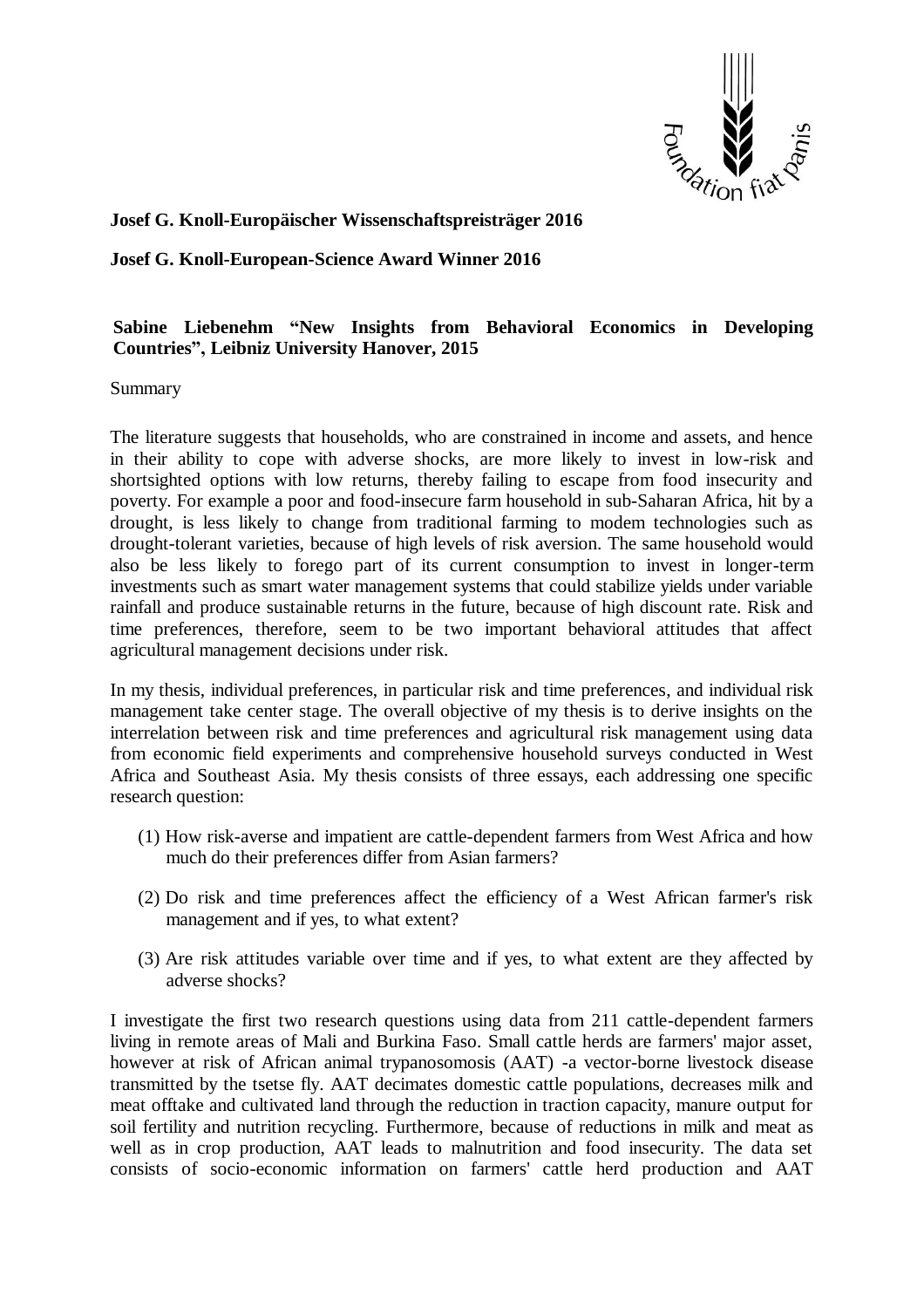**Josef G. Knoll-Europäischer Wissenschaftspreisträger 2016**

**Josef G. Knoll-European-Science Award Winner 2016**

**Sabine Liebenehm "New Insights from Behavioral Economics in Developing Countries", Leibniz University Hanover, 2015**

Summary

The literature suggests that households, who are constrained in income and assets, and hence in their ability to cope with adverse shocks, are more likely to invest in low-risk and shortsighted options with low returns, thereby failing to escape from food insecurity and poverty. For example a poor and food-insecure farm household in sub-Saharan Africa, hit by a drought, is less likely to change from traditional farming to modem technologies such as drought-tolerant varieties, because of high levels of risk aversion. The same household would also be less likely to forego part of its current consumption to invest in longer-term investments such as smart water management systems that could stabilize yields under variable rainfall and produce sustainable returns in the future, because of high discount rate. Risk and time preferences, therefore, seem to be two important behavioral attitudes that affect agricultural management decisions under risk.

In my thesis, individual preferences, in particular risk and time preferences, and individual risk management take center stage. The overall objective of my thesis is to derive insights on the interrelation between risk and time preferences and agricultural risk management using data from economic field experiments and comprehensive household surveys conducted in West Africa and Southeast Asia. My thesis consists of three essays, each addressing one specific research question:

(1) How risk-averse and impatient are cattle-dependent farmers from West Africa and how much do their preferences differ from Asian farmers?

(2) Do risk and time preferences affect the efficiency of a West African farmer's risk management and if yes, to what extent?

(3) Are risk attitudes variable over time and if yes, to what extent are they affected by adverse shocks?

I investigate the first two research questions using data from 211 cattle-dependent farmers living in remote areas of Mali and Burkina Faso. Small cattle herds are farmers' major asset, however at risk of African animal trypanosomosis (AAT) -a vector-borne livestock disease transmitted by the tsetse fly. AAT decimates domestic cattle populations, decreases milk and meat offtake and cultivated land through the reduction in traction capacity, manure output for soil fertility and nutrition recycling. Furthermore, because of reductions in milk and meat as well as in crop production, AAT leads to malnutrition and food insecurity. The data set consists of socio-economic information on farmers' cattle herd production and AAT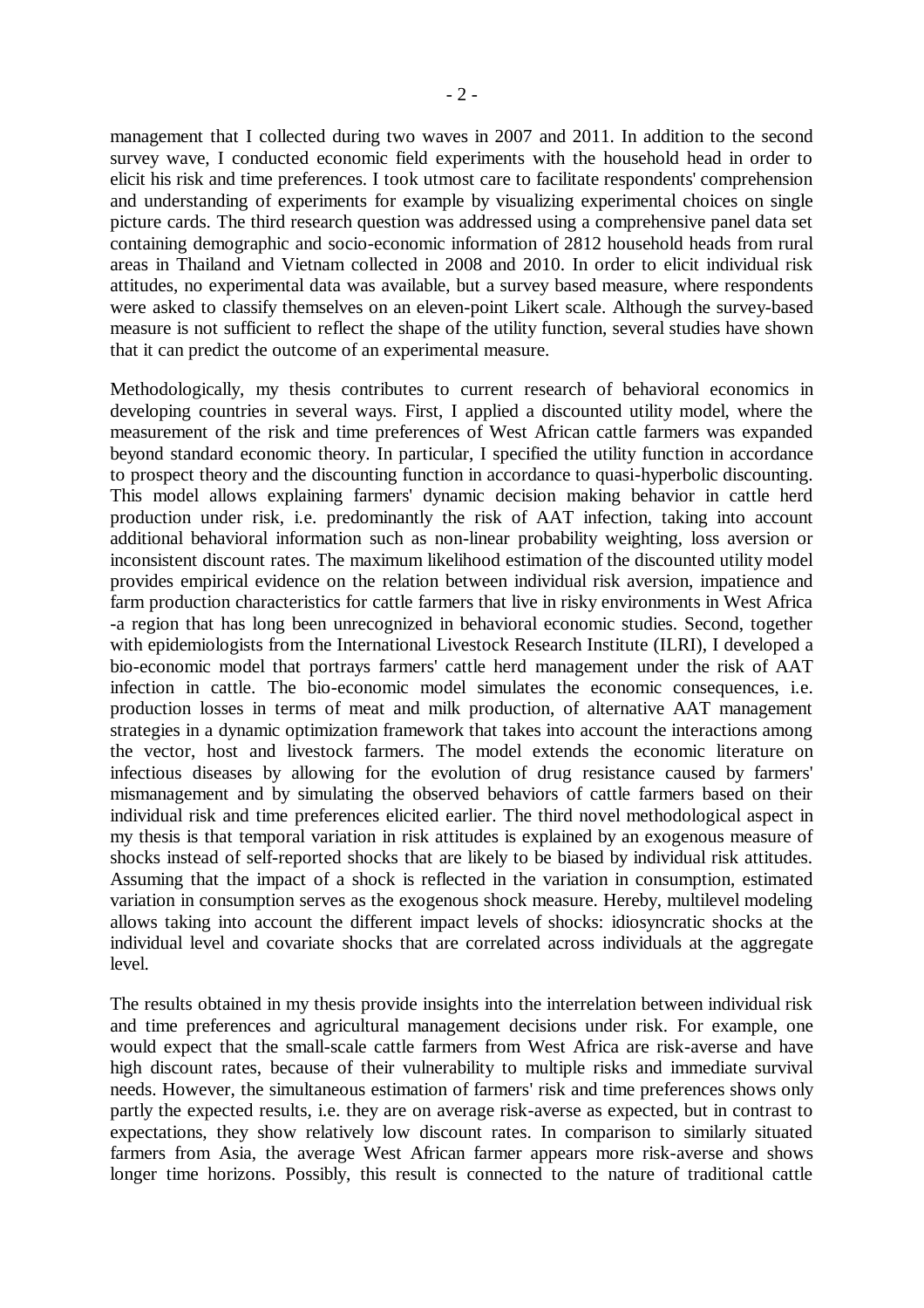management that I collected during two waves in 2007 and 2011. In addition to the second survey wave, I conducted economic field experiments with the household head in order to elicit his risk and time preferences. I took utmost care to facilitate respondents' comprehension and understanding of experiments for example by visualizing experimental choices on single picture cards. The third research question was addressed using a comprehensive panel data set containing demographic and socio-economic information of 2812 household heads from rural areas in Thailand and Vietnam collected in 2008 and 2010. In order to elicit individual risk attitudes, no experimental data was available, but a survey based measure, where respondents were asked to classify themselves on an eleven-point Likert scale. Although the survey-based measure is not sufficient to reflect the shape of the utility function, several studies have shown that it can predict the outcome of an experimental measure.

Methodologically, my thesis contributes to current research of behavioral economics in developing countries in several ways. First, I applied a discounted utility model, where the measurement of the risk and time preferences of West African cattle farmers was expanded beyond standard economic theory. In particular, I specified the utility function in accordance to prospect theory and the discounting function in accordance to quasi-hyperbolic discounting. This model allows explaining farmers' dynamic decision making behavior in cattle herd production under risk, i.e. predominantly the risk of AAT infection, taking into account additional behavioral information such as non-linear probability weighting, loss aversion or inconsistent discount rates. The maximum likelihood estimation of the discounted utility model provides empirical evidence on the relation between individual risk aversion, impatience and farm production characteristics for cattle farmers that live in risky environments in West Africa -a region that has long been unrecognized in behavioral economic studies. Second, together with epidemiologists from the International Livestock Research Institute (ILRI), I developed a bio-economic model that portrays farmers' cattle herd management under the risk of AAT infection in cattle. The bio-economic model simulates the economic consequences, i.e. production losses in terms of meat and milk production, of alternative AAT management strategies in a dynamic optimization framework that takes into account the interactions among the vector, host and livestock farmers. The model extends the economic literature on infectious diseases by allowing for the evolution of drug resistance caused by farmers' mismanagement and by simulating the observed behaviors of cattle farmers based on their individual risk and time preferences elicited earlier. The third novel methodological aspect in my thesis is that temporal variation in risk attitudes is explained by an exogenous measure of shocks instead of self-reported shocks that are likely to be biased by individual risk attitudes. Assuming that the impact of a shock is reflected in the variation in consumption, estimated variation in consumption serves as the exogenous shock measure. Hereby, multilevel modeling allows taking into account the different impact levels of shocks: idiosyncratic shocks at the individual level and covariate shocks that are correlated across individuals at the aggregate level.

The results obtained in my thesis provide insights into the interrelation between individual risk and time preferences and agricultural management decisions under risk. For example, one would expect that the small-scale cattle farmers from West Africa are risk-averse and have high discount rates, because of their vulnerability to multiple risks and immediate survival needs. However, the simultaneous estimation of farmers' risk and time preferences shows only partly the expected results, i.e. they are on average risk-averse as expected, but in contrast to expectations, they show relatively low discount rates. In comparison to similarly situated farmers from Asia, the average West African farmer appears more risk-averse and shows longer time horizons. Possibly, this result is connected to the nature of traditional cattle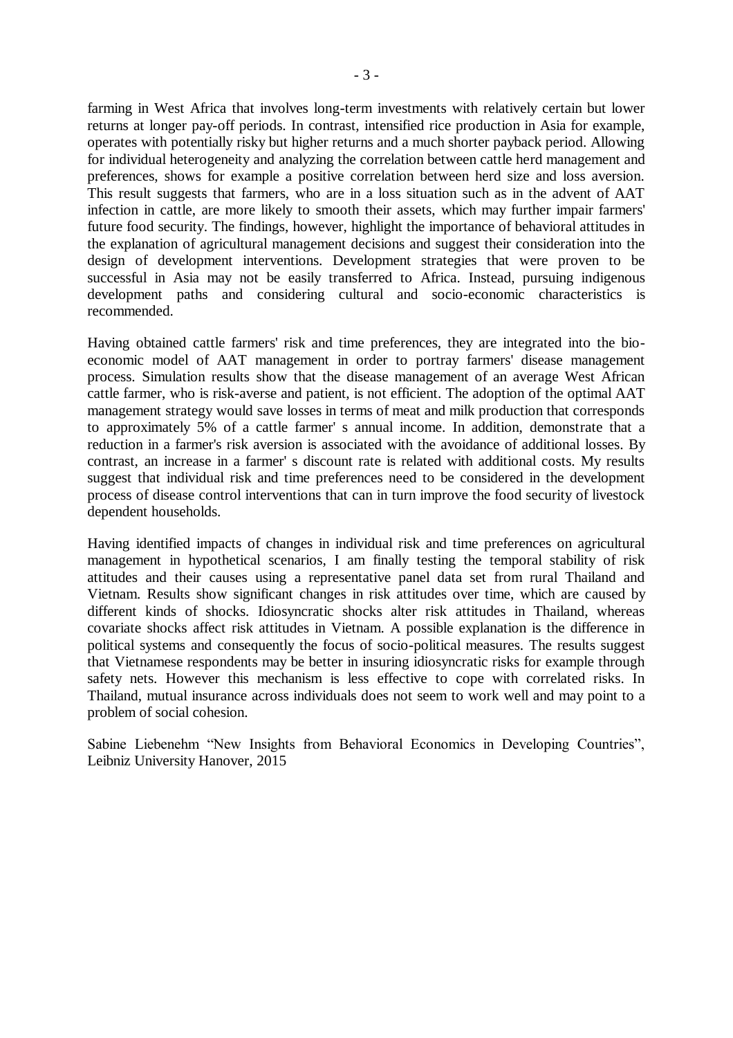farming in West Africa that involves long-term investments with relatively certain but lower returns at longer pay-off periods. In contrast, intensified rice production in Asia for example, operates with potentially risky but higher returns and a much shorter payback period. Allowing for individual heterogeneity and analyzing the correlation between cattle herd management and preferences, shows for example a positive correlation between herd size and loss aversion. This result suggests that farmers, who are in a loss situation such as in the advent of AAT infection in cattle, are more likely to smooth their assets, which may further impair farmers' future food security. The findings, however, highlight the importance of behavioral attitudes in the explanation of agricultural management decisions and suggest their consideration into the design of development interventions. Development strategies that were proven to be successful in Asia may not be easily transferred to Africa. Instead, pursuing indigenous development paths and considering cultural and socio-economic characteristics is recommended.

Having obtained cattle farmers' risk and time preferences, they are integrated into the bio-economic model of AAT management in order to portray farmers' disease management process. Simulation results show that the disease management of an average West African cattle farmer, who is risk-averse and patient, is not efficient. The adoption of the optimal AAT management strategy would save losses in terms of meat and milk production that corresponds to approximately 5% of a cattle farmer' s annual income. In addition, demonstrate that a reduction in a farmer's risk aversion is associated with the avoidance of additional losses. By contrast, an increase in a farmer' s discount rate is related with additional costs. My results suggest that individual risk and time preferences need to be considered in the development process of disease control interventions that can in turn improve the food security of livestock dependent households.

Having identified impacts of changes in individual risk and time preferences on agricultural management in hypothetical scenarios, I am finally testing the temporal stability of risk attitudes and their causes using a representative panel data set from rural Thailand and Vietnam. Results show significant changes in risk attitudes over time, which are caused by different kinds of shocks. Idiosyncratic shocks alter risk attitudes in Thailand, whereas covariate shocks affect risk attitudes in Vietnam. A possible explanation is the difference in political systems and consequently the focus of socio-political measures. The results suggest that Vietnamese respondents may be better in insuring idiosyncratic risks for example through safety nets. However this mechanism is less effective to cope with correlated risks. In Thailand, mutual insurance across individuals does not seem to work well and may point to a problem of social cohesion.

Sabine Liebenehm "New Insights from Behavioral Economics in Developing Countries", Leibniz University Hanover, 2015